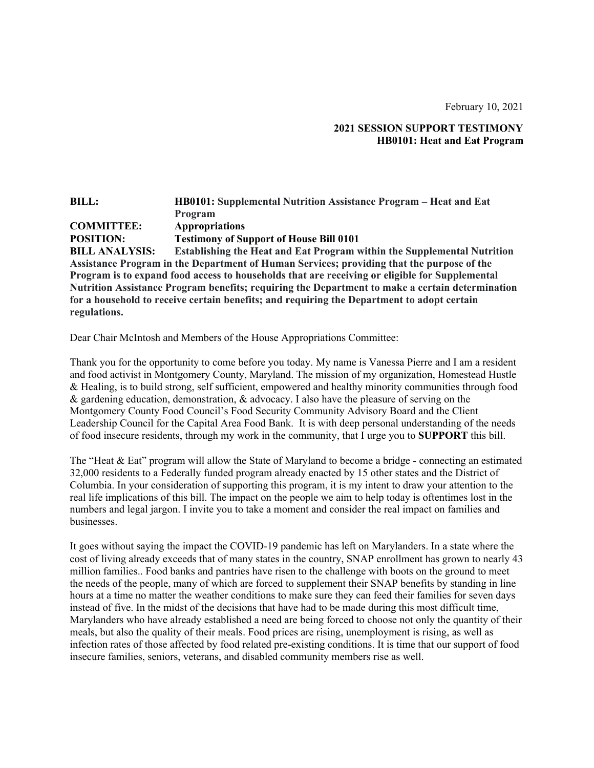February 10, 2021

**2021 SESSION SUPPORT TESTIMONY**
**HB0101: Heat and Eat Program**

**BILL:** **HB0101: Supplemental Nutrition Assistance Program – Heat and Eat Program**
**COMMITTEE:** **Appropriations**
**POSITION:** **Testimony of Support of House Bill 0101**
**BILL ANALYSIS:** **Establishing the Heat and Eat Program within the Supplemental Nutrition Assistance Program in the Department of Human Services; providing that the purpose of the Program is to expand food access to households that are receiving or eligible for Supplemental Nutrition Assistance Program benefits; requiring the Department to make a certain determination for a household to receive certain benefits; and requiring the Department to adopt certain regulations.**

Dear Chair McIntosh and Members of the House Appropriations Committee:

Thank you for the opportunity to come before you today. My name is Vanessa Pierre and I am a resident and food activist in Montgomery County, Maryland. The mission of my organization, Homestead Hustle & Healing, is to build strong, self sufficient, empowered and healthy minority communities through food & gardening education, demonstration, & advocacy. I also have the pleasure of serving on the Montgomery County Food Council's Food Security Community Advisory Board and the Client Leadership Council for the Capital Area Food Bank. It is with deep personal understanding of the needs of food insecure residents, through my work in the community, that I urge you to **SUPPORT** this bill.

The "Heat & Eat" program will allow the State of Maryland to become a bridge - connecting an estimated 32,000 residents to a Federally funded program already enacted by 15 other states and the District of Columbia. In your consideration of supporting this program, it is my intent to draw your attention to the real life implications of this bill. The impact on the people we aim to help today is oftentimes lost in the numbers and legal jargon. I invite you to take a moment and consider the real impact on families and businesses.

It goes without saying the impact the COVID-19 pandemic has left on Marylanders. In a state where the cost of living already exceeds that of many states in the country, SNAP enrollment has grown to nearly 43 million families.. Food banks and pantries have risen to the challenge with boots on the ground to meet the needs of the people, many of which are forced to supplement their SNAP benefits by standing in line hours at a time no matter the weather conditions to make sure they can feed their families for seven days instead of five. In the midst of the decisions that have had to be made during this most difficult time, Marylanders who have already established a need are being forced to choose not only the quantity of their meals, but also the quality of their meals. Food prices are rising, unemployment is rising, as well as infection rates of those affected by food related pre-existing conditions. It is time that our support of food insecure families, seniors, veterans, and disabled community members rise as well.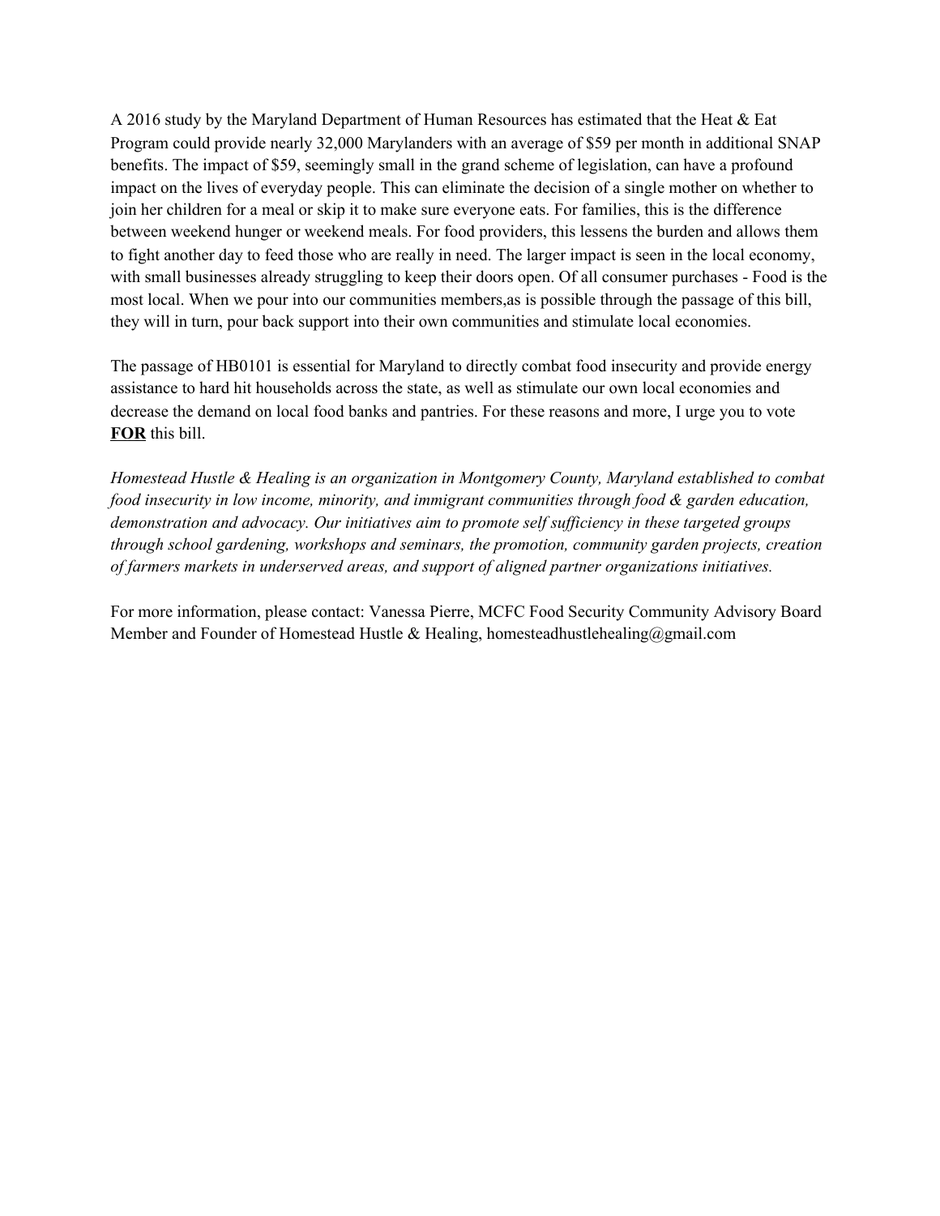A 2016 study by the Maryland Department of Human Resources has estimated that the Heat & Eat Program could provide nearly 32,000 Marylanders with an average of $59 per month in additional SNAP benefits. The impact of $59, seemingly small in the grand scheme of legislation, can have a profound impact on the lives of everyday people. This can eliminate the decision of a single mother on whether to join her children for a meal or skip it to make sure everyone eats. For families, this is the difference between weekend hunger or weekend meals. For food providers, this lessens the burden and allows them to fight another day to feed those who are really in need. The larger impact is seen in the local economy, with small businesses already struggling to keep their doors open. Of all consumer purchases - Food is the most local. When we pour into our communities members,as is possible through the passage of this bill, they will in turn, pour back support into their own communities and stimulate local economies.

The passage of HB0101 is essential for Maryland to directly combat food insecurity and provide energy assistance to hard hit households across the state, as well as stimulate our own local economies and decrease the demand on local food banks and pantries. For these reasons and more, I urge you to vote **FOR** this bill.

*Homestead Hustle & Healing is an organization in Montgomery County, Maryland established to combat food insecurity in low income, minority, and immigrant communities through food & garden education, demonstration and advocacy. Our initiatives aim to promote self sufficiency in these targeted groups through school gardening, workshops and seminars, the promotion, community garden projects, creation of farmers markets in underserved areas, and support of aligned partner organizations initiatives.*

For more information, please contact: Vanessa Pierre, MCFC Food Security Community Advisory Board Member and Founder of Homestead Hustle & Healing, homesteadhustlehealing@gmail.com